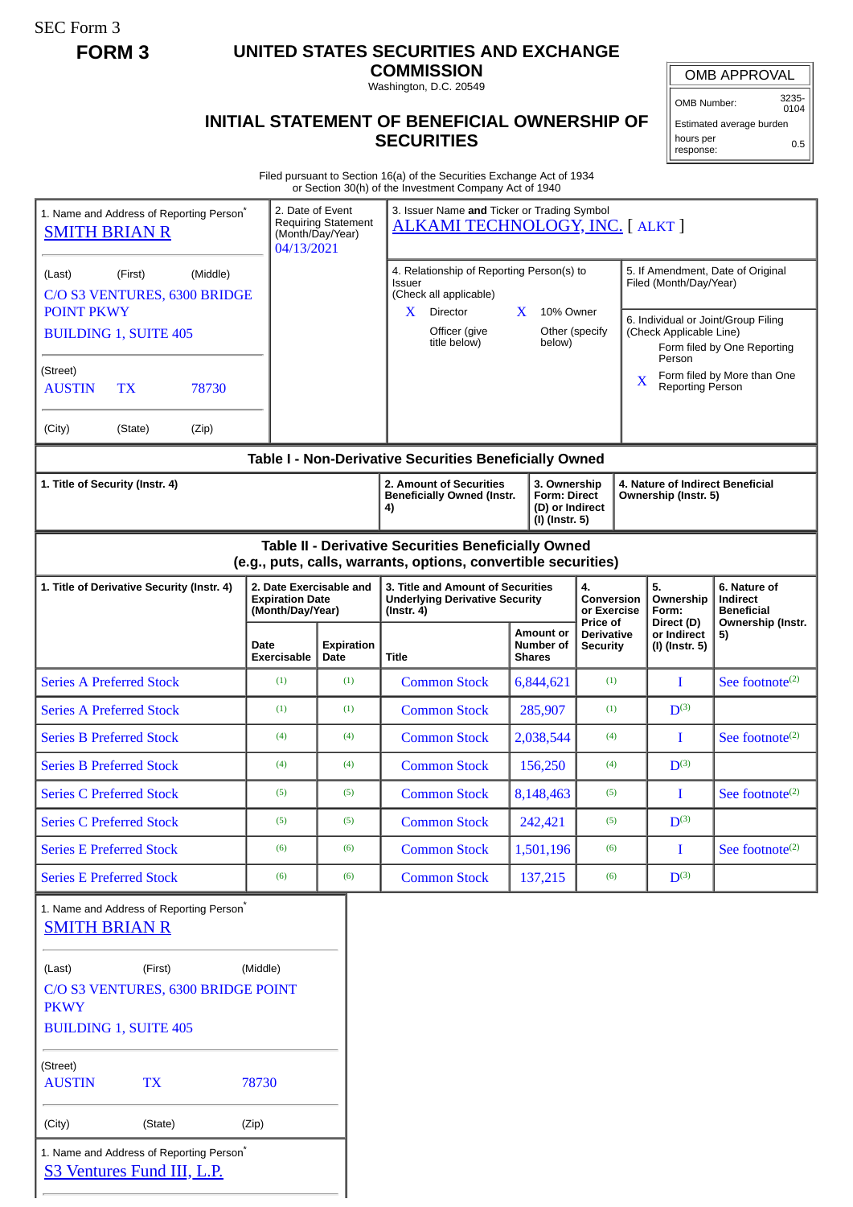SEC Form 3

**FORM 3**

# UNITED STATES SECURITIES AND EXCHANGE COMMISSION

Washington, D.C. 20549

## INITIAL STATEMENT OF BENEFICIAL OWNERSHIP OF SECURITIES

| OMB APPROVAL | |
|---|---|
| OMB Number: | 3235-0104 |
| Estimated average burden | |
| hours per response: | 0.5 |

Filed pursuant to Section 16(a) of the Securities Exchange Act of 1934
or Section 30(h) of the Investment Company Act of 1940

1. Name and Address of Reporting Person*
SMITH BRIAN R

(Last) (First) (Middle)
C/O S3 VENTURES, 6300 BRIDGE POINT PKWY
BUILDING 1, SUITE 405

(Street)
AUSTIN TX 78730

(City) (State) (Zip)

2. Date of Event Requiring Statement (Month/Day/Year)
04/13/2021

3. Issuer Name **and** Ticker or Trading Symbol
ALKAMI TECHNOLOGY, INC. [ ALKT ]

4. Relationship of Reporting Person(s) to Issuer
(Check all applicable)
X Director
X 10% Owner
Officer (give title below)
Other (specify below)

5. If Amendment, Date of Original Filed (Month/Day/Year)

6. Individual or Joint/Group Filing (Check Applicable Line)
Form filed by One Reporting Person
X Form filed by More than One Reporting Person

## Table I - Non-Derivative Securities Beneficially Owned

| 1. Title of Security (Instr. 4) | 2. Amount of Securities Beneficially Owned (Instr. 4) | 3. Ownership Form: Direct (D) or Indirect (I) (Instr. 5) | 4. Nature of Indirect Beneficial Ownership (Instr. 5) |
|---|---|---|---|

## Table II - Derivative Securities Beneficially Owned (e.g., puts, calls, warrants, options, convertible securities)

| 1. Title of Derivative Security (Instr. 4) | 2. Date Exercisable and Expiration Date (Month/Day/Year) | | 3. Title and Amount of Securities Underlying Derivative Security (Instr. 4) | | 4. Conversion or Exercise Price of Derivative Security | 5. Ownership Form: Direct (D) or Indirect (I) (Instr. 5) | 6. Nature of Indirect Beneficial Ownership (Instr. 5) |
|---|---|---|---|---|---|---|---|
| | Date Exercisable | Expiration Date | Title | Amount or Number of Shares | | | |
| Series A Preferred Stock | (1) | (1) | Common Stock | 6,844,621 | (1) | I | See footnote(2) |
| Series A Preferred Stock | (1) | (1) | Common Stock | 285,907 | (1) | D(3) | |
| Series B Preferred Stock | (4) | (4) | Common Stock | 2,038,544 | (4) | I | See footnote(2) |
| Series B Preferred Stock | (4) | (4) | Common Stock | 156,250 | (4) | D(3) | |
| Series C Preferred Stock | (5) | (5) | Common Stock | 8,148,463 | (5) | I | See footnote(2) |
| Series C Preferred Stock | (5) | (5) | Common Stock | 242,421 | (5) | D(3) | |
| Series E Preferred Stock | (6) | (6) | Common Stock | 1,501,196 | (6) | I | See footnote(2) |
| Series E Preferred Stock | (6) | (6) | Common Stock | 137,215 | (6) | D(3) | |

1. Name and Address of Reporting Person*
SMITH BRIAN R

(Last) (First) (Middle)
C/O S3 VENTURES, 6300 BRIDGE POINT PKWY
BUILDING 1, SUITE 405

(Street)
AUSTIN TX 78730

(City) (State) (Zip)

1. Name and Address of Reporting Person*
S3 Ventures Fund III, L.P.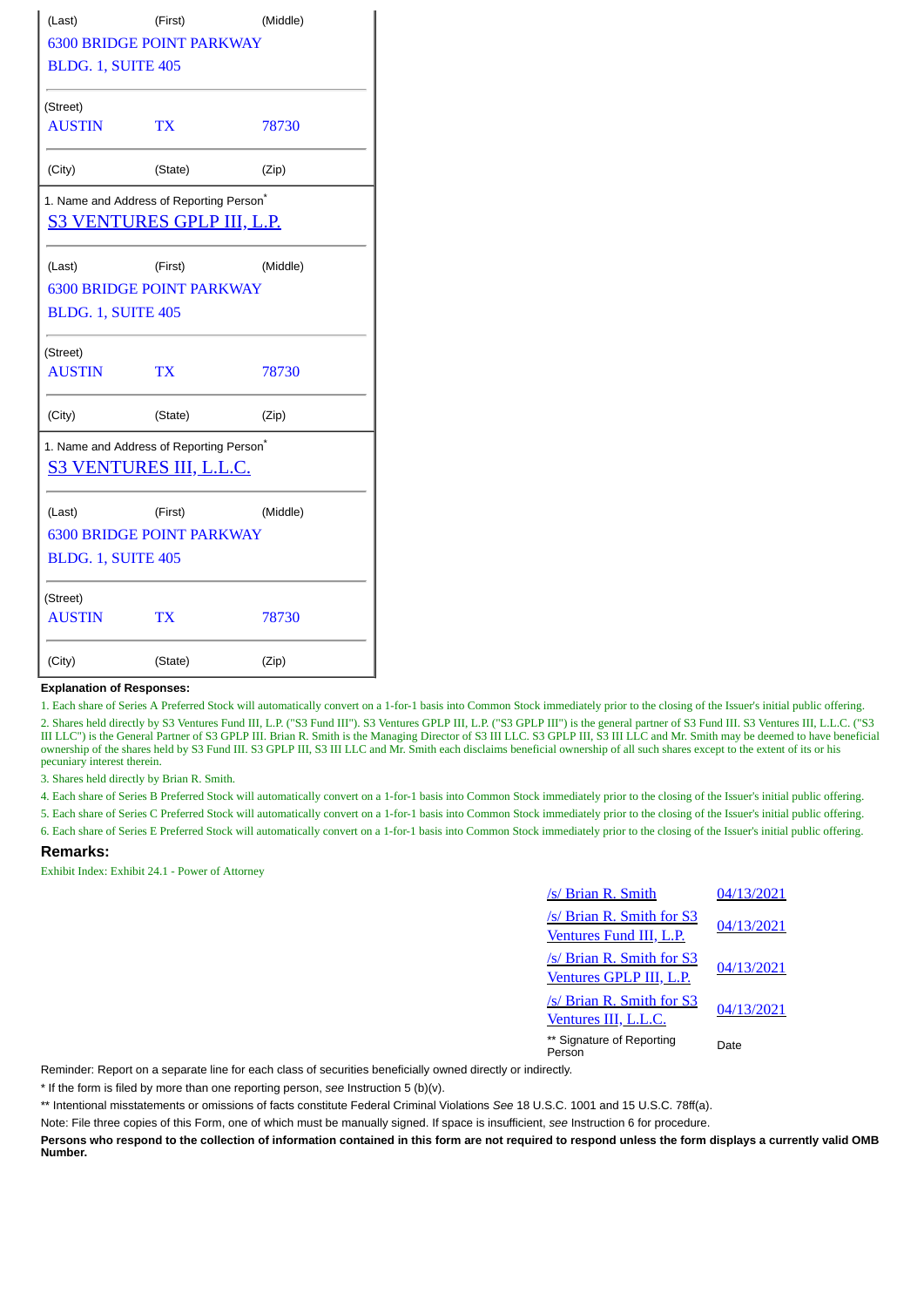| (Last) | (First) | (Middle) |
|---|---|---|
| 6300 BRIDGE POINT PARKWAY | | |
| BLDG. 1, SUITE 405 | | |
| (Street) | | |
| AUSTIN | TX | 78730 |
| (City) | (State) | (Zip) |

1. Name and Address of Reporting Person*

S3 VENTURES GPLP III, L.P.

| (Last) | (First) | (Middle) |
|---|---|---|
| 6300 BRIDGE POINT PARKWAY | | |
| BLDG. 1, SUITE 405 | | |
| (Street) | | |
| AUSTIN | TX | 78730 |
| (City) | (State) | (Zip) |

1. Name and Address of Reporting Person*

S3 VENTURES III, L.L.C.

| (Last) | (First) | (Middle) |
|---|---|---|
| 6300 BRIDGE POINT PARKWAY | | |
| BLDG. 1, SUITE 405 | | |
| (Street) | | |
| AUSTIN | TX | 78730 |
| (City) | (State) | (Zip) |

**Explanation of Responses:**

1. Each share of Series A Preferred Stock will automatically convert on a 1-for-1 basis into Common Stock immediately prior to the closing of the Issuer's initial public offering.
2. Shares held directly by S3 Ventures Fund III, L.P. ("S3 Fund III"). S3 Ventures GPLP III, L.P. ("S3 GPLP III") is the general partner of S3 Fund III. S3 Ventures III, L.L.C. ("S3 III LLC") is the General Partner of S3 GPLP III. Brian R. Smith is the Managing Director of S3 III LLC. S3 GPLP III, S3 III LLC and Mr. Smith may be deemed to have beneficial ownership of the shares held by S3 Fund III. S3 GPLP III, S3 III LLC and Mr. Smith each disclaims beneficial ownership of all such shares except to the extent of its or his pecuniary interest therein.
3. Shares held directly by Brian R. Smith.
4. Each share of Series B Preferred Stock will automatically convert on a 1-for-1 basis into Common Stock immediately prior to the closing of the Issuer's initial public offering.
5. Each share of Series C Preferred Stock will automatically convert on a 1-for-1 basis into Common Stock immediately prior to the closing of the Issuer's initial public offering.
6. Each share of Series E Preferred Stock will automatically convert on a 1-for-1 basis into Common Stock immediately prior to the closing of the Issuer's initial public offering.

## Remarks:

Exhibit Index: Exhibit 24.1 - Power of Attorney

| | |
|---|---|
| /s/ Brian R. Smith | 04/13/2021 |
| /s/ Brian R. Smith for S3 Ventures Fund III, L.P. | 04/13/2021 |
| /s/ Brian R. Smith for S3 Ventures GPLP III, L.P. | 04/13/2021 |
| /s/ Brian R. Smith for S3 Ventures III, L.L.C. | 04/13/2021 |
| ** Signature of Reporting Person | Date |

Reminder: Report on a separate line for each class of securities beneficially owned directly or indirectly.

* If the form is filed by more than one reporting person, *see* Instruction 5 (b)(v).

** Intentional misstatements or omissions of facts constitute Federal Criminal Violations *See* 18 U.S.C. 1001 and 15 U.S.C. 78ff(a).

Note: File three copies of this Form, one of which must be manually signed. If space is insufficient, *see* Instruction 6 for procedure.

**Persons who respond to the collection of information contained in this form are not required to respond unless the form displays a currently valid OMB Number.**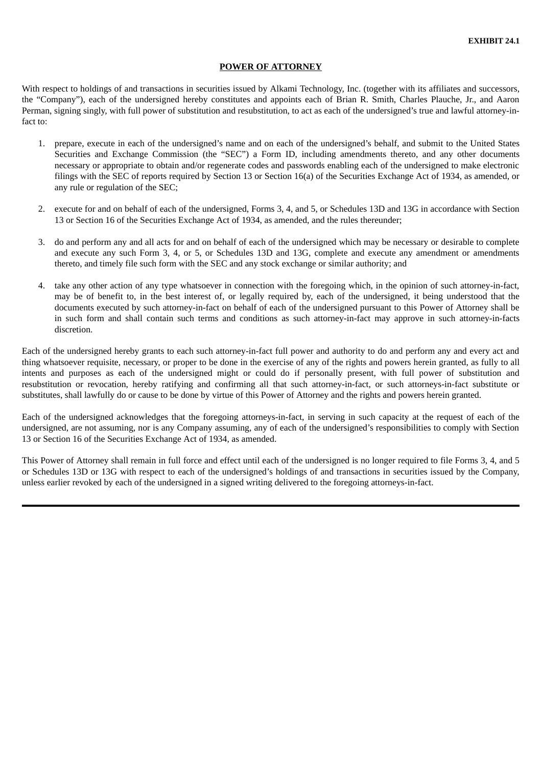**EXHIBIT 24.1**

# POWER OF ATTORNEY

With respect to holdings of and transactions in securities issued by Alkami Technology, Inc. (together with its affiliates and successors, the "Company"), each of the undersigned hereby constitutes and appoints each of Brian R. Smith, Charles Plauche, Jr., and Aaron Perman, signing singly, with full power of substitution and resubstitution, to act as each of the undersigned's true and lawful attorney-in-fact to:

1. prepare, execute in each of the undersigned's name and on each of the undersigned's behalf, and submit to the United States Securities and Exchange Commission (the "SEC") a Form ID, including amendments thereto, and any other documents necessary or appropriate to obtain and/or regenerate codes and passwords enabling each of the undersigned to make electronic filings with the SEC of reports required by Section 13 or Section 16(a) of the Securities Exchange Act of 1934, as amended, or any rule or regulation of the SEC;

2. execute for and on behalf of each of the undersigned, Forms 3, 4, and 5, or Schedules 13D and 13G in accordance with Section 13 or Section 16 of the Securities Exchange Act of 1934, as amended, and the rules thereunder;

3. do and perform any and all acts for and on behalf of each of the undersigned which may be necessary or desirable to complete and execute any such Form 3, 4, or 5, or Schedules 13D and 13G, complete and execute any amendment or amendments thereto, and timely file such form with the SEC and any stock exchange or similar authority; and

4. take any other action of any type whatsoever in connection with the foregoing which, in the opinion of such attorney-in-fact, may be of benefit to, in the best interest of, or legally required by, each of the undersigned, it being understood that the documents executed by such attorney-in-fact on behalf of each of the undersigned pursuant to this Power of Attorney shall be in such form and shall contain such terms and conditions as such attorney-in-fact may approve in such attorney-in-facts discretion.

Each of the undersigned hereby grants to each such attorney-in-fact full power and authority to do and perform any and every act and thing whatsoever requisite, necessary, or proper to be done in the exercise of any of the rights and powers herein granted, as fully to all intents and purposes as each of the undersigned might or could do if personally present, with full power of substitution and resubstitution or revocation, hereby ratifying and confirming all that such attorney-in-fact, or such attorneys-in-fact substitute or substitutes, shall lawfully do or cause to be done by virtue of this Power of Attorney and the rights and powers herein granted.

Each of the undersigned acknowledges that the foregoing attorneys-in-fact, in serving in such capacity at the request of each of the undersigned, are not assuming, nor is any Company assuming, any of each of the undersigned's responsibilities to comply with Section 13 or Section 16 of the Securities Exchange Act of 1934, as amended.

This Power of Attorney shall remain in full force and effect until each of the undersigned is no longer required to file Forms 3, 4, and 5 or Schedules 13D or 13G with respect to each of the undersigned's holdings of and transactions in securities issued by the Company, unless earlier revoked by each of the undersigned in a signed writing delivered to the foregoing attorneys-in-fact.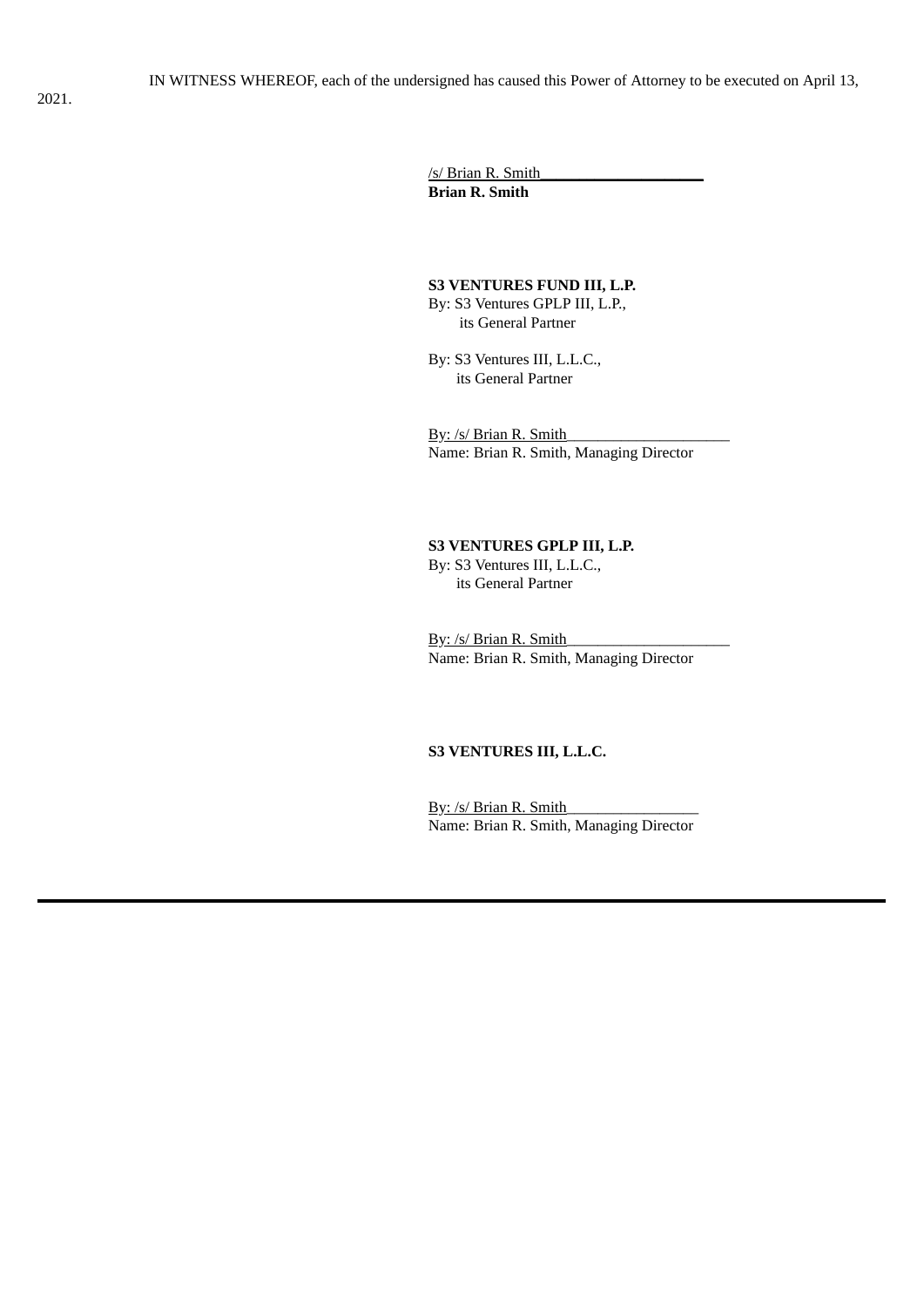IN WITNESS WHEREOF, each of the undersigned has caused this Power of Attorney to be executed on April 13, 2021.

/s/ Brian R. Smith
**Brian R. Smith**

**S3 VENTURES FUND III, L.P.**
By: S3 Ventures GPLP III, L.P.,
its General Partner

By: S3 Ventures III, L.L.C.,
its General Partner

By: /s/ Brian R. Smith
Name: Brian R. Smith, Managing Director

**S3 VENTURES GPLP III, L.P.**
By: S3 Ventures III, L.L.C.,
its General Partner

By: /s/ Brian R. Smith
Name: Brian R. Smith, Managing Director

**S3 VENTURES III, L.L.C.**

By: /s/ Brian R. Smith
Name: Brian R. Smith, Managing Director